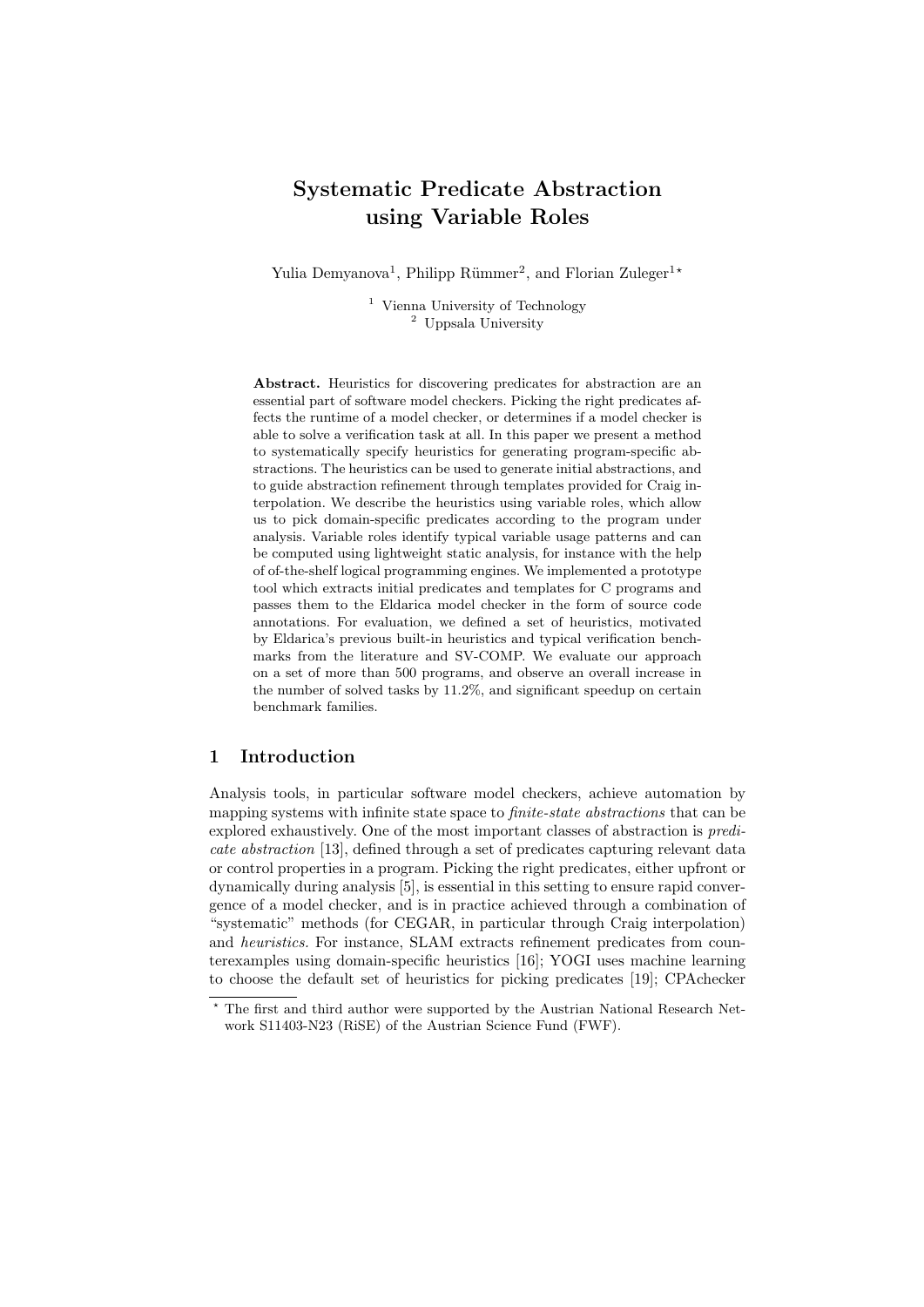# Systematic Predicate Abstraction using Variable Roles

Yulia Demyanova[1], Philipp Rümmer[2], and Florian Zuleger[1*]

[1] Vienna University of Technology
[2] Uppsala University

**Abstract.** Heuristics for discovering predicates for abstraction are an essential part of software model checkers. Picking the right predicates affects the runtime of a model checker, or determines if a model checker is able to solve a verification task at all. In this paper we present a method to systematically specify heuristics for generating program-specific abstractions. The heuristics can be used to generate initial abstractions, and to guide abstraction refinement through templates provided for Craig interpolation. We describe the heuristics using variable roles, which allow us to pick domain-specific predicates according to the program under analysis. Variable roles identify typical variable usage patterns and can be computed using lightweight static analysis, for instance with the help of of-the-shelf logical programming engines. We implemented a prototype tool which extracts initial predicates and templates for C programs and passes them to the Eldarica model checker in the form of source code annotations. For evaluation, we defined a set of heuristics, motivated by Eldarica's previous built-in heuristics and typical verification benchmarks from the literature and SV-COMP. We evaluate our approach on a set of more than 500 programs, and observe an overall increase in the number of solved tasks by 11.2%, and significant speedup on certain benchmark families.

## 1 Introduction

Analysis tools, in particular software model checkers, achieve automation by mapping systems with infinite state space to *finite-state abstractions* that can be explored exhaustively. One of the most important classes of abstraction is *predicate abstraction* [13], defined through a set of predicates capturing relevant data or control properties in a program. Picking the right predicates, either upfront or dynamically during analysis [5], is essential in this setting to ensure rapid convergence of a model checker, and is in practice achieved through a combination of "systematic" methods (for CEGAR, in particular through Craig interpolation) and *heuristics.* For instance, SLAM extracts refinement predicates from counterexamples using domain-specific heuristics [16]; YOGI uses machine learning to choose the default set of heuristics for picking predicates [19]; CPAchecker

---

* The first and third author were supported by the Austrian National Research Network S11403-N23 (RiSE) of the Austrian Science Fund (FWF).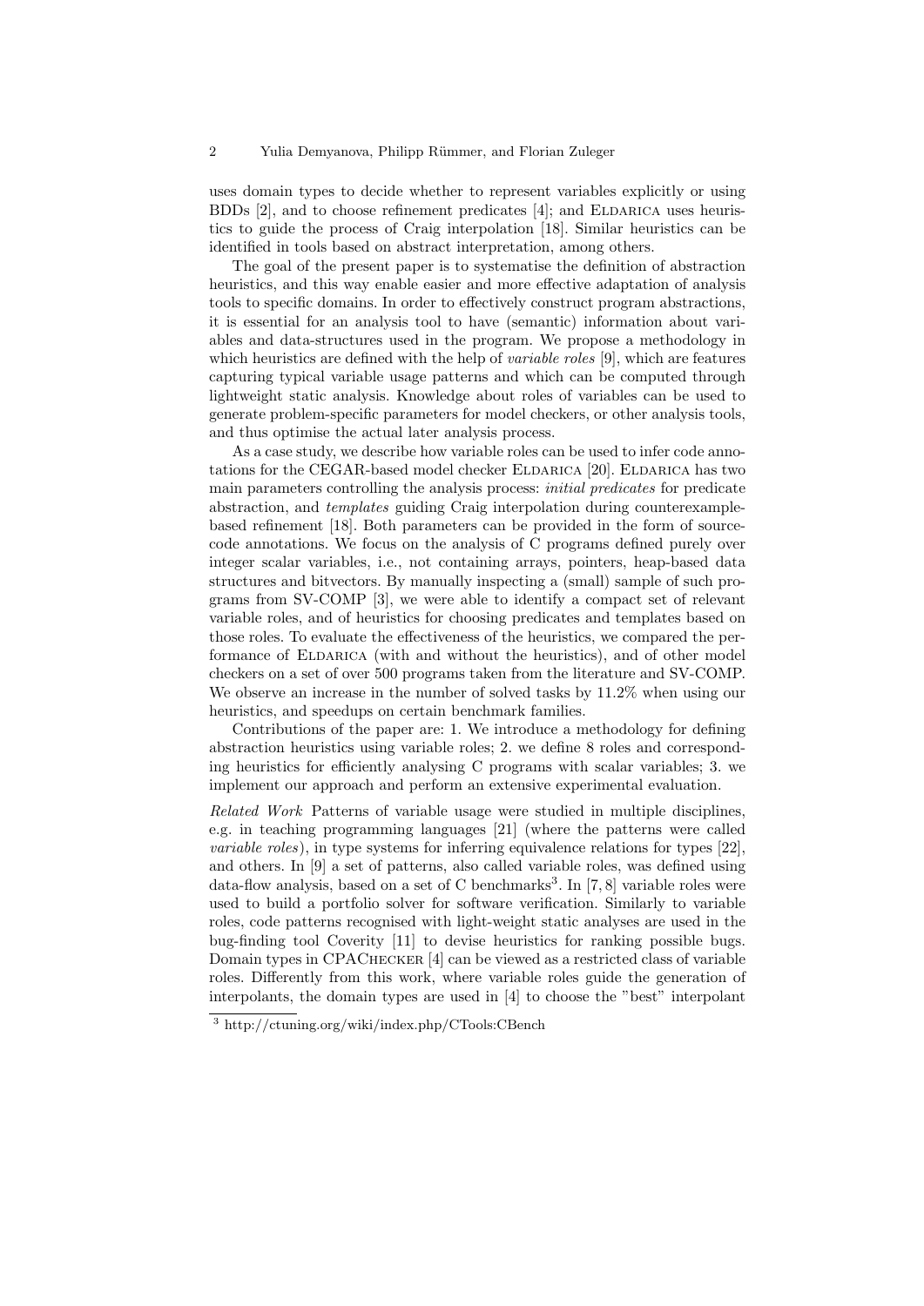uses domain types to decide whether to represent variables explicitly or using BDDs [2], and to choose refinement predicates [4]; and ELDARICA uses heuristics to guide the process of Craig interpolation [18]. Similar heuristics can be identified in tools based on abstract interpretation, among others.

The goal of the present paper is to systematise the definition of abstraction heuristics, and this way enable easier and more effective adaptation of analysis tools to specific domains. In order to effectively construct program abstractions, it is essential for an analysis tool to have (semantic) information about variables and data-structures used in the program. We propose a methodology in which heuristics are defined with the help of *variable roles* [9], which are features capturing typical variable usage patterns and which can be computed through lightweight static analysis. Knowledge about roles of variables can be used to generate problem-specific parameters for model checkers, or other analysis tools, and thus optimise the actual later analysis process.

As a case study, we describe how variable roles can be used to infer code annotations for the CEGAR-based model checker ELDARICA [20]. ELDARICA has two main parameters controlling the analysis process: *initial predicates* for predicate abstraction, and *templates* guiding Craig interpolation during counterexample-based refinement [18]. Both parameters can be provided in the form of source-code annotations. We focus on the analysis of C programs defined purely over integer scalar variables, i.e., not containing arrays, pointers, heap-based data structures and bitvectors. By manually inspecting a (small) sample of such programs from SV-COMP [3], we were able to identify a compact set of relevant variable roles, and of heuristics for choosing predicates and templates based on those roles. To evaluate the effectiveness of the heuristics, we compared the performance of ELDARICA (with and without the heuristics), and of other model checkers on a set of over 500 programs taken from the literature and SV-COMP. We observe an increase in the number of solved tasks by 11.2% when using our heuristics, and speedups on certain benchmark families.

Contributions of the paper are: 1. We introduce a methodology for defining abstraction heuristics using variable roles; 2. we define 8 roles and corresponding heuristics for efficiently analysing C programs with scalar variables; 3. we implement our approach and perform an extensive experimental evaluation.

*Related Work* Patterns of variable usage were studied in multiple disciplines, e.g. in teaching programming languages [21] (where the patterns were called *variable roles*), in type systems for inferring equivalence relations for types [22], and others. In [9] a set of patterns, also called variable roles, was defined using data-flow analysis, based on a set of C benchmarks[3]. In [7, 8] variable roles were used to build a portfolio solver for software verification. Similarly to variable roles, code patterns recognised with light-weight static analyses are used in the bug-finding tool Coverity [11] to devise heuristics for ranking possible bugs. Domain types in CPACHECKER [4] can be viewed as a restricted class of variable roles. Differently from this work, where variable roles guide the generation of interpolants, the domain types are used in [4] to choose the "best" interpolant

[3] http://ctuning.org/wiki/index.php/CTools:CBench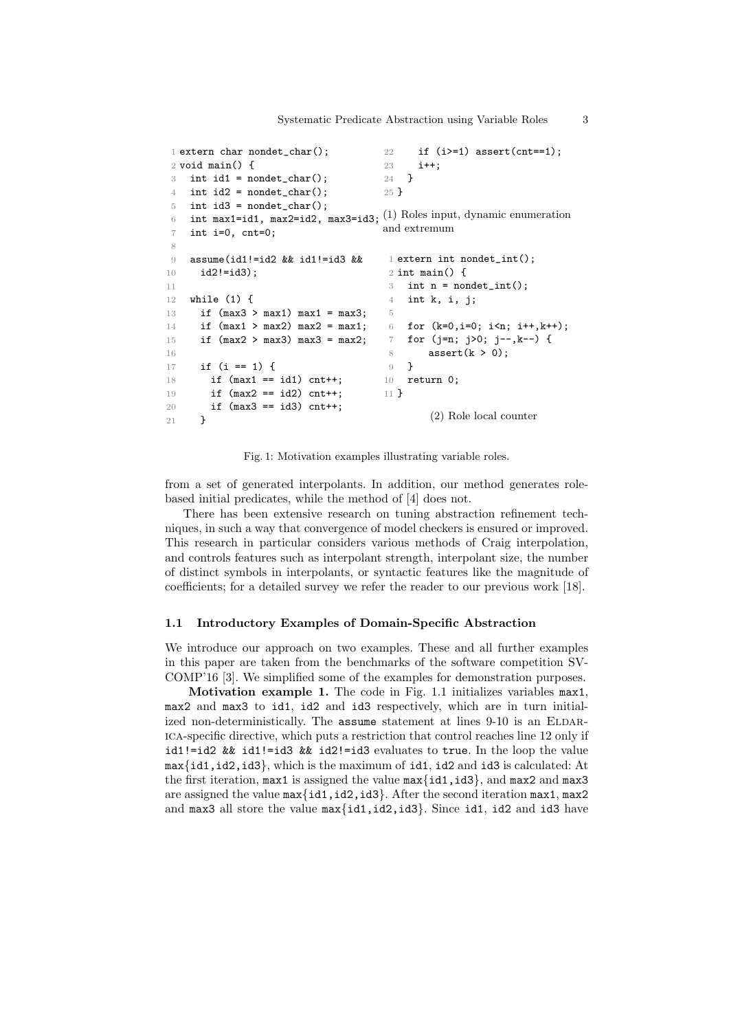```c
extern char nondet_char();
void main() {
  int id1 = nondet_char();
  int id2 = nondet_char();
  int id3 = nondet_char();
  int max1=id1, max2=id2, max3=id3;
  int i=0, cnt=0;

  assume(id1!=id2 && id1!=id3 &&
    id2!=id3);

  while (1) {
    if (max3 > max1) max1 = max3;
    if (max1 > max2) max2 = max1;
    if (max2 > max3) max3 = max2;

    if (i == 1) {
      if (max1 == id1) cnt++;
      if (max2 == id2) cnt++;
      if (max3 == id3) cnt++;
    }
    if (i>=1) assert(cnt==1);
    i++;
  }
}
```

(1) Roles input, dynamic enumeration and extremum

```c
extern int nondet_int();
int main() {
  int n = nondet_int();
  int k, i, j;

  for (k=0,i=0; i<n; i++,k++);
  for (j=n; j>0; j--,k--) {
      assert(k > 0);
  }
  return 0;
}
```

(2) Role local counter

Fig. 1: Motivation examples illustrating variable roles.

from a set of generated interpolants. In addition, our method generates role-based initial predicates, while the method of [4] does not.

There has been extensive research on tuning abstraction refinement techniques, in such a way that convergence of model checkers is ensured or improved. This research in particular considers various methods of Craig interpolation, and controls features such as interpolant strength, interpolant size, the number of distinct symbols in interpolants, or syntactic features like the magnitude of coefficients; for a detailed survey we refer the reader to our previous work [18].

### 1.1 Introductory Examples of Domain-Specific Abstraction

We introduce our approach on two examples. These and all further examples in this paper are taken from the benchmarks of the software competition SV-COMP'16 [3]. We simplified some of the examples for demonstration purposes.

**Motivation example 1.** The code in Fig. 1.1 initializes variables `max1`, `max2` and `max3` to `id1`, `id2` and `id3` respectively, which are in turn initialized non-deterministically. The `assume` statement at lines 9-10 is an Eldarica-specific directive, which puts a restriction that control reaches line 12 only if `id1!=id2 && id1!=id3 && id2!=id3` evaluates to `true`. In the loop the value `max{id1,id2,id3}`, which is the maximum of `id1`, `id2` and `id3` is calculated: At the first iteration, `max1` is assigned the value `max{id1,id3}`, and `max2` and `max3` are assigned the value `max{id1,id2,id3}`. After the second iteration `max1`, `max2` and `max3` all store the value `max{id1,id2,id3}`. Since `id1`, `id2` and `id3` have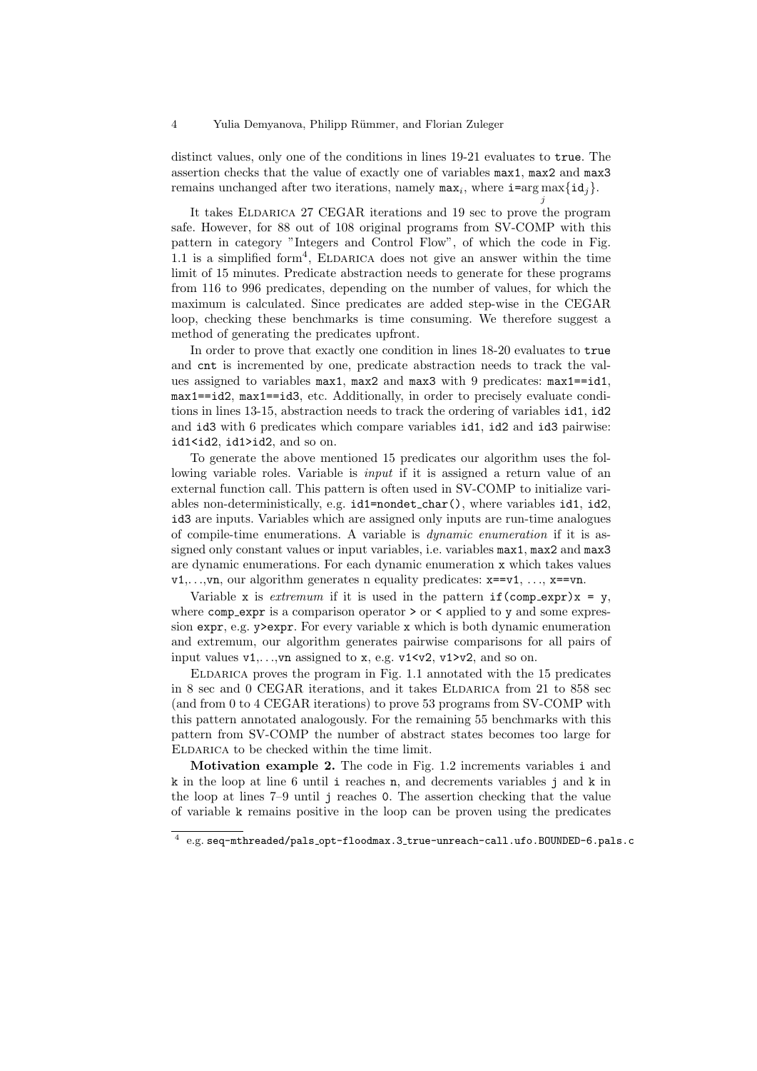distinct values, only one of the conditions in lines 19-21 evaluates to `true`. The assertion checks that the value of exactly one of variables `max1`, `max2` and `max3` remains unchanged after two iterations, namely $\texttt{max}_i$, where $\texttt{i}=\arg\max_j\{\texttt{id}_j\}$.

It takes Eldarica 27 CEGAR iterations and 19 sec to prove the program safe. However, for 88 out of 108 original programs from SV-COMP with this pattern in category "Integers and Control Flow", of which the code in Fig. 1.1 is a simplified form[4], Eldarica does not give an answer within the time limit of 15 minutes. Predicate abstraction needs to generate for these programs from 116 to 996 predicates, depending on the number of values, for which the maximum is calculated. Since predicates are added step-wise in the CEGAR loop, checking these benchmarks is time consuming. We therefore suggest a method of generating the predicates upfront.

In order to prove that exactly one condition in lines 18-20 evaluates to `true` and `cnt` is incremented by one, predicate abstraction needs to track the values assigned to variables `max1`, `max2` and `max3` with 9 predicates: `max1==id1`, `max1==id2`, `max1==id3`, etc. Additionally, in order to precisely evaluate conditions in lines 13-15, abstraction needs to track the ordering of variables `id1`, `id2` and `id3` with 6 predicates which compare variables `id1`, `id2` and `id3` pairwise: `id1<id2`, `id1>id2`, and so on.

To generate the above mentioned 15 predicates our algorithm uses the following variable roles. Variable is *input* if it is assigned a return value of an external function call. This pattern is often used in SV-COMP to initialize variables non-deterministically, e.g. `id1=nondet_char()`, where variables `id1`, `id2`, `id3` are inputs. Variables which are assigned only inputs are run-time analogues of compile-time enumerations. A variable is *dynamic enumeration* if it is assigned only constant values or input variables, i.e. variables `max1`, `max2` and `max3` are dynamic enumerations. For each dynamic enumeration `x` which takes values `v1`,...,`vn`, our algorithm generates n equality predicates: `x==v1`, ..., `x==vn`.

Variable `x` is *extremum* if it is used in the pattern `if(comp_expr)x = y`, where `comp_expr` is a comparison operator `>` or `<` applied to `y` and some expression `expr`, e.g. `y>expr`. For every variable `x` which is both dynamic enumeration and extremum, our algorithm generates pairwise comparisons for all pairs of input values `v1`,...,`vn` assigned to `x`, e.g. `v1<v2`, `v1>v2`, and so on.

Eldarica proves the program in Fig. 1.1 annotated with the 15 predicates in 8 sec and 0 CEGAR iterations, and it takes Eldarica from 21 to 858 sec (and from 0 to 4 CEGAR iterations) to prove 53 programs from SV-COMP with this pattern annotated analogously. For the remaining 55 benchmarks with this pattern from SV-COMP the number of abstract states becomes too large for Eldarica to be checked within the time limit.

**Motivation example 2.** The code in Fig. 1.2 increments variables `i` and `k` in the loop at line 6 until `i` reaches `n`, and decrements variables `j` and `k` in the loop at lines 7–9 until `j` reaches `0`. The assertion checking that the value of variable `k` remains positive in the loop can be proven using the predicates

[4] e.g. `seq-mthreaded/pals_opt-floodmax.3_true-unreach-call.ufo.BOUNDED-6.pals.c`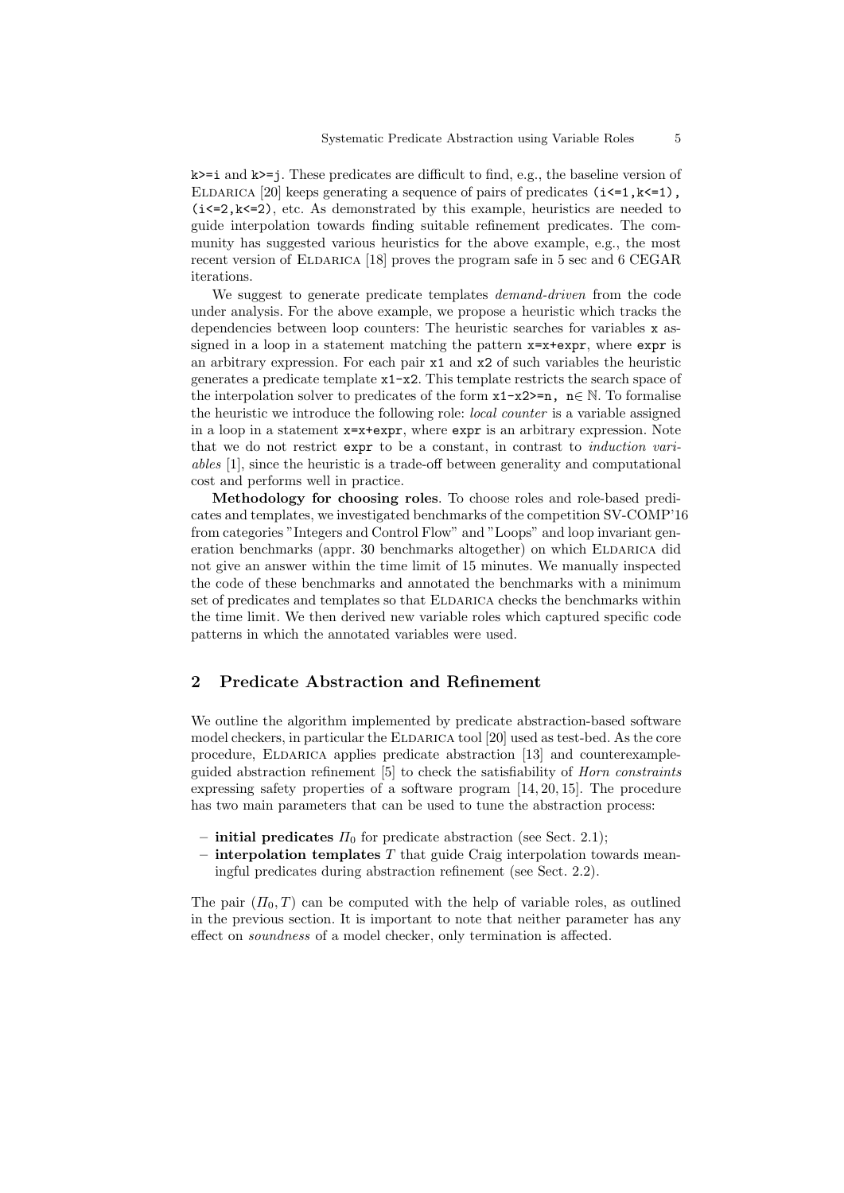`k>=i` and `k>=j`. These predicates are difficult to find, e.g., the baseline version of ELDARICA [20] keeps generating a sequence of pairs of predicates `(i<=1,k<=1)`, `(i<=2,k<=2)`, etc. As demonstrated by this example, heuristics are needed to guide interpolation towards finding suitable refinement predicates. The community has suggested various heuristics for the above example, e.g., the most recent version of ELDARICA [18] proves the program safe in 5 sec and 6 CEGAR iterations.

We suggest to generate predicate templates *demand-driven* from the code under analysis. For the above example, we propose a heuristic which tracks the dependencies between loop counters: The heuristic searches for variables `x` assigned in a loop in a statement matching the pattern `x=x+expr`, where `expr` is an arbitrary expression. For each pair `x1` and `x2` of such variables the heuristic generates a predicate template `x1-x2`. This template restricts the search space of the interpolation solver to predicates of the form `x1-x2>=n`, $n \in \mathbb{N}$. To formalise the heuristic we introduce the following role: *local counter* is a variable assigned in a loop in a statement `x=x+expr`, where `expr` is an arbitrary expression. Note that we do not restrict `expr` to be a constant, in contrast to *induction variables* [1], since the heuristic is a trade-off between generality and computational cost and performs well in practice.

**Methodology for choosing roles**. To choose roles and role-based predicates and templates, we investigated benchmarks of the competition SV-COMP'16 from categories "Integers and Control Flow" and "Loops" and loop invariant generation benchmarks (appr. 30 benchmarks altogether) on which ELDARICA did not give an answer within the time limit of 15 minutes. We manually inspected the code of these benchmarks and annotated the benchmarks with a minimum set of predicates and templates so that ELDARICA checks the benchmarks within the time limit. We then derived new variable roles which captured specific code patterns in which the annotated variables were used.

## 2 Predicate Abstraction and Refinement

We outline the algorithm implemented by predicate abstraction-based software model checkers, in particular the ELDARICA tool [20] used as test-bed. As the core procedure, ELDARICA applies predicate abstraction [13] and counterexample-guided abstraction refinement [5] to check the satisfiability of *Horn constraints* expressing safety properties of a software program [14, 20, 15]. The procedure has two main parameters that can be used to tune the abstraction process:

- **initial predicates** $\Pi_0$ for predicate abstraction (see Sect. 2.1);
- **interpolation templates** $T$ that guide Craig interpolation towards meaningful predicates during abstraction refinement (see Sect. 2.2).

The pair $(\Pi_0, T)$ can be computed with the help of variable roles, as outlined in the previous section. It is important to note that neither parameter has any effect on *soundness* of a model checker, only termination is affected.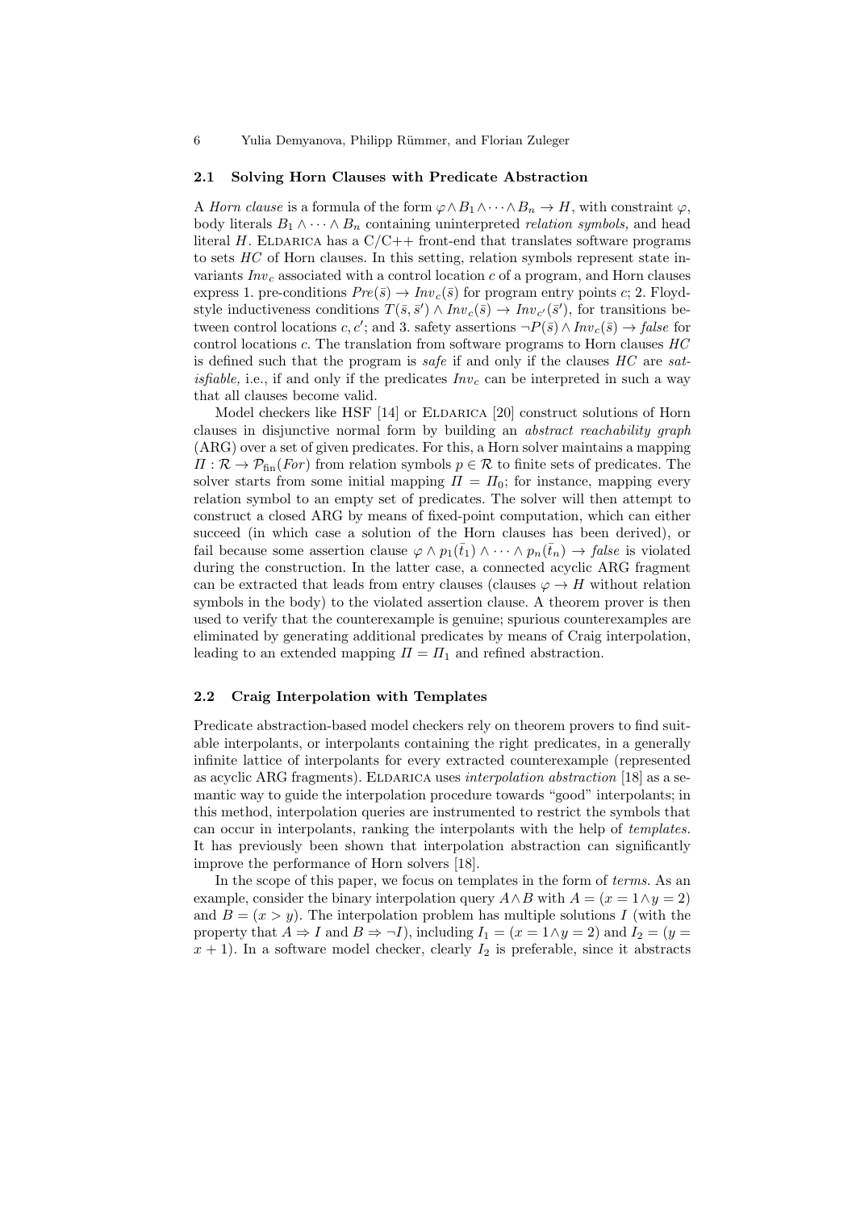### 2.1 Solving Horn Clauses with Predicate Abstraction

A *Horn clause* is a formula of the form $\varphi \wedge B_1 \wedge \cdots \wedge B_n \rightarrow H$, with constraint $\varphi$, body literals $B_1 \wedge \cdots \wedge B_n$ containing uninterpreted *relation symbols,* and head literal $H$. ELDARICA has a C/C++ front-end that translates software programs to sets $HC$ of Horn clauses. In this setting, relation symbols represent state invariants $Inv_c$ associated with a control location $c$ of a program, and Horn clauses express 1. pre-conditions $Pre(\bar{s}) \rightarrow Inv_c(\bar{s})$ for program entry points $c$; 2. Floyd-style inductiveness conditions $T(\bar{s}, \bar{s}') \wedge Inv_c(\bar{s}) \rightarrow Inv_{c'}(\bar{s}')$, for transitions between control locations $c, c'$; and 3. safety assertions $\neg P(\bar{s}) \wedge Inv_c(\bar{s}) \rightarrow \mathit{false}$ for control locations $c$. The translation from software programs to Horn clauses $HC$ is defined such that the program is *safe* if and only if the clauses $HC$ are *satisfiable,* i.e., if and only if the predicates $Inv_c$ can be interpreted in such a way that all clauses become valid.

Model checkers like HSF [14] or ELDARICA [20] construct solutions of Horn clauses in disjunctive normal form by building an *abstract reachability graph* (ARG) over a set of given predicates. For this, a Horn solver maintains a mapping $\Pi : \mathcal{R} \rightarrow \mathcal{P}_{\text{fin}}(For)$ from relation symbols $p \in \mathcal{R}$ to finite sets of predicates. The solver starts from some initial mapping $\Pi = \Pi_0$; for instance, mapping every relation symbol to an empty set of predicates. The solver will then attempt to construct a closed ARG by means of fixed-point computation, which can either succeed (in which case a solution of the Horn clauses has been derived), or fail because some assertion clause $\varphi \wedge p_1(\bar{t}_1) \wedge \cdots \wedge p_n(\bar{t}_n) \rightarrow \mathit{false}$ is violated during the construction. In the latter case, a connected acyclic ARG fragment can be extracted that leads from entry clauses (clauses $\varphi \rightarrow H$ without relation symbols in the body) to the violated assertion clause. A theorem prover is then used to verify that the counterexample is genuine; spurious counterexamples are eliminated by generating additional predicates by means of Craig interpolation, leading to an extended mapping $\Pi = \Pi_1$ and refined abstraction.

### 2.2 Craig Interpolation with Templates

Predicate abstraction-based model checkers rely on theorem provers to find suitable interpolants, or interpolants containing the right predicates, in a generally infinite lattice of interpolants for every extracted counterexample (represented as acyclic ARG fragments). ELDARICA uses *interpolation abstraction* [18] as a semantic way to guide the interpolation procedure towards "good" interpolants; in this method, interpolation queries are instrumented to restrict the symbols that can occur in interpolants, ranking the interpolants with the help of *templates.* It has previously been shown that interpolation abstraction can significantly improve the performance of Horn solvers [18].

In the scope of this paper, we focus on templates in the form of *terms.* As an example, consider the binary interpolation query $A \wedge B$ with $A = (x = 1 \wedge y = 2)$ and $B = (x > y)$. The interpolation problem has multiple solutions $I$ (with the property that $A \Rightarrow I$ and $B \Rightarrow \neg I$), including $I_1 = (x = 1 \wedge y = 2)$ and $I_2 = (y = x + 1)$. In a software model checker, clearly $I_2$ is preferable, since it abstracts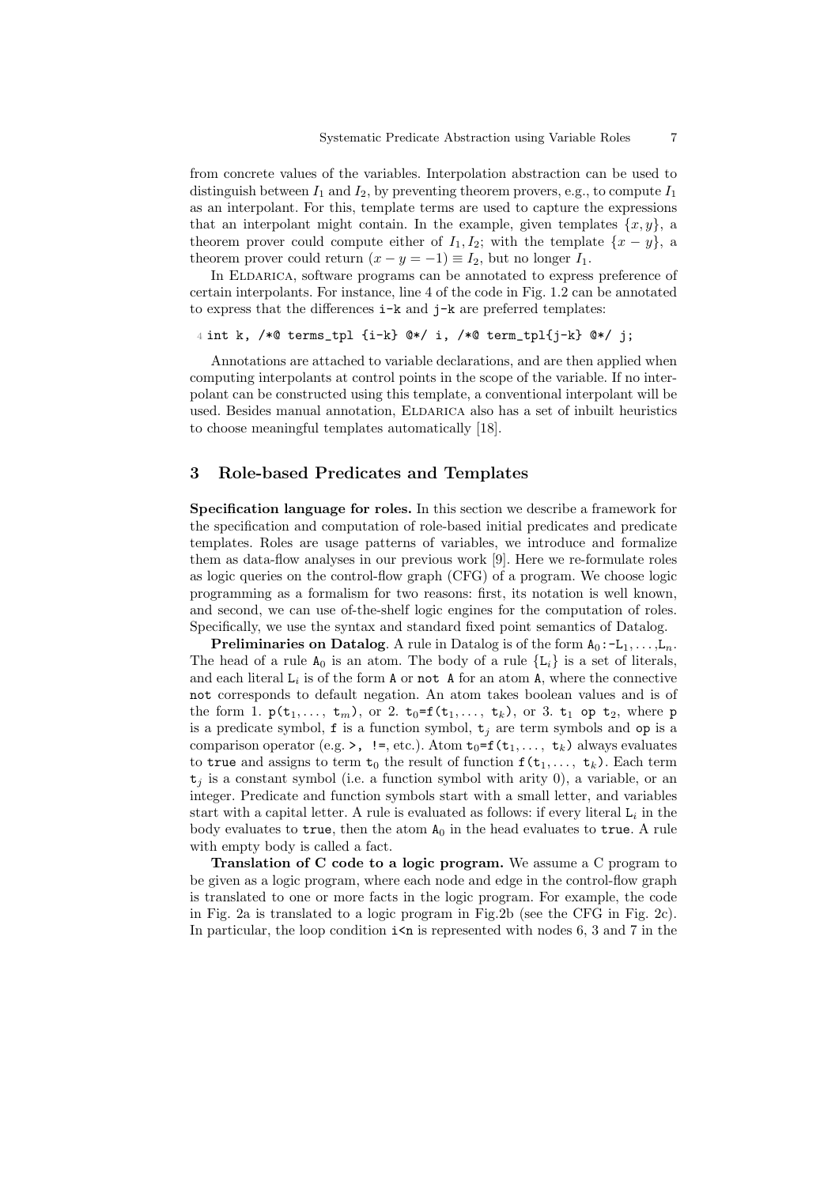from concrete values of the variables. Interpolation abstraction can be used to distinguish between $I_1$ and $I_2$, by preventing theorem provers, e.g., to compute $I_1$ as an interpolant. For this, template terms are used to capture the expressions that an interpolant might contain. In the example, given templates $\{x, y\}$, a theorem prover could compute either of $I_1, I_2$; with the template $\{x - y\}$, a theorem prover could return $(x - y = -1) \equiv I_2$, but no longer $I_1$.

In Eldarica, software programs can be annotated to express preference of certain interpolants. For instance, line 4 of the code in Fig. 1.2 can be annotated to express that the differences `i-k` and `j-k` are preferred templates:

```
4 int k, /*@ terms_tpl {i-k} @*/ i, /*@ term_tpl{j-k} @*/ j;
```

Annotations are attached to variable declarations, and are then applied when computing interpolants at control points in the scope of the variable. If no interpolant can be constructed using this template, a conventional interpolant will be used. Besides manual annotation, Eldarica also has a set of inbuilt heuristics to choose meaningful templates automatically [18].

## 3 Role-based Predicates and Templates

**Specification language for roles.** In this section we describe a framework for the specification and computation of role-based initial predicates and predicate templates. Roles are usage patterns of variables, we introduce and formalize them as data-flow analyses in our previous work [9]. Here we re-formulate roles as logic queries on the control-flow graph (CFG) of a program. We choose logic programming as a formalism for two reasons: first, its notation is well known, and second, we can use of-the-shelf logic engines for the computation of roles. Specifically, we use the syntax and standard fixed point semantics of Datalog.

**Preliminaries on Datalog**. A rule in Datalog is of the form $\mathtt{A}_0$`:-`$\mathtt{L}_1,\ldots,\mathtt{L}_n$. The head of a rule $\mathtt{A}_0$ is an atom. The body of a rule $\{\mathtt{L}_i\}$ is a set of literals, and each literal $\mathtt{L}_i$ is of the form `A` or `not A` for an atom `A`, where the connective `not` corresponds to default negation. An atom takes boolean values and is of the form 1. $\mathtt{p}(\mathtt{t}_1,\ldots,\ \mathtt{t}_m)$, or 2. $\mathtt{t}_0$`=`$\mathtt{f}(\mathtt{t}_1,\ldots,\ \mathtt{t}_k)$, or 3. $\mathtt{t}_1$ `op` $\mathtt{t}_2$, where `p` is a predicate symbol, `f` is a function symbol, $\mathtt{t}_j$ are term symbols and `op` is a comparison operator (e.g. `>`, `!=`, etc.). Atom $\mathtt{t}_0$`=`$\mathtt{f}(\mathtt{t}_1,\ldots,\ \mathtt{t}_k)$ always evaluates to `true` and assigns to term $\mathtt{t}_0$ the result of function $\mathtt{f}(\mathtt{t}_1,\ldots,\ \mathtt{t}_k)$. Each term $\mathtt{t}_j$ is a constant symbol (i.e. a function symbol with arity 0), a variable, or an integer. Predicate and function symbols start with a small letter, and variables start with a capital letter. A rule is evaluated as follows: if every literal $\mathtt{L}_i$ in the body evaluates to `true`, then the atom $\mathtt{A}_0$ in the head evaluates to `true`. A rule with empty body is called a fact.

**Translation of C code to a logic program.** We assume a C program to be given as a logic program, where each node and edge in the control-flow graph is translated to one or more facts in the logic program. For example, the code in Fig. 2a is translated to a logic program in Fig.2b (see the CFG in Fig. 2c). In particular, the loop condition `i<n` is represented with nodes 6, 3 and 7 in the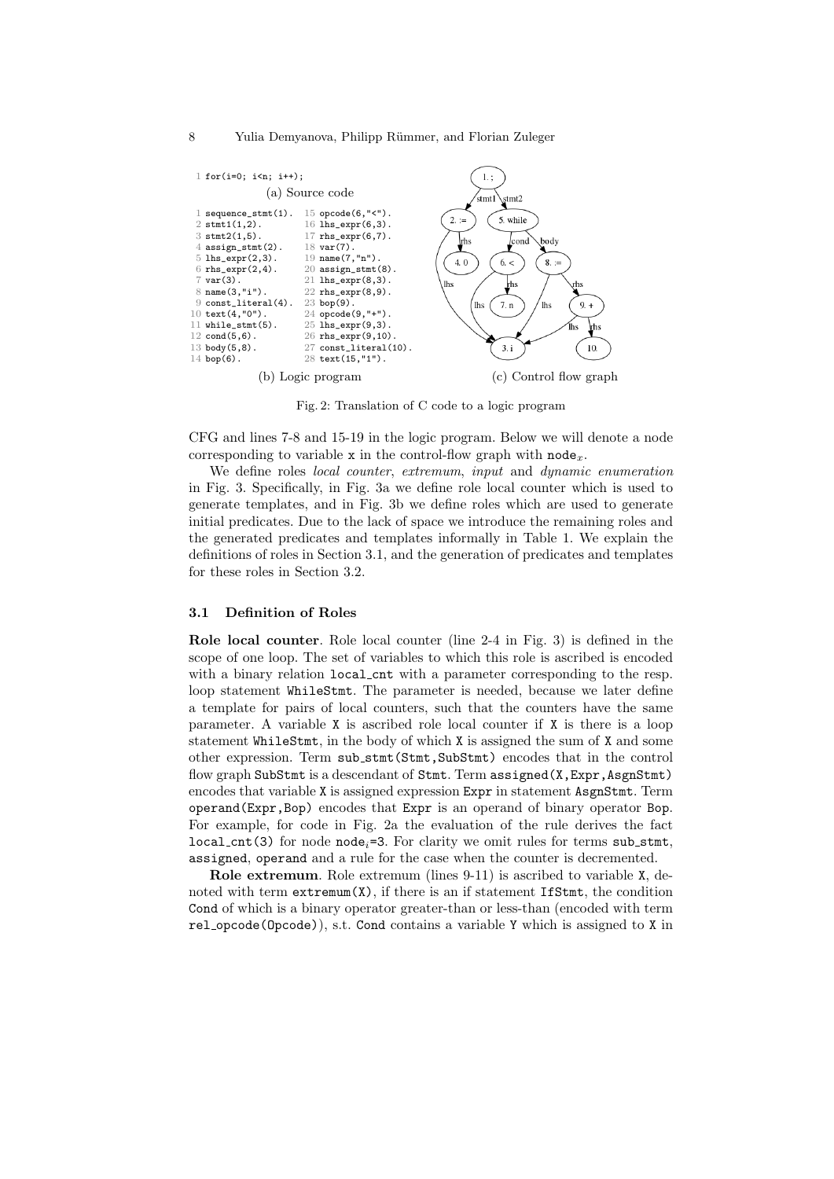```
1 for(i=0; i<n; i++);
```

(a) Source code

```
1  sequence_stmt(1).     15 opcode(6,"<").
2  stmt1(1,2).           16 lhs_expr(6,3).
3  stmt2(1,5).           17 rhs_expr(6,7).
4  assign_stmt(2).       18 var(7).
5  lhs_expr(2,3).        19 name(7,"n").
6  rhs_expr(2,4).        20 assign_stmt(8).
7  var(3).               21 lhs_expr(8,3).
8  name(3,"i").          22 rhs_expr(8,9).
9  const_literal(4).     23 bop(9).
10 text(4,"0").          24 opcode(9,"+").
11 while_stmt(5).        25 lhs_expr(9,3).
12 cond(5,6).            26 rhs_expr(9,10).
13 body(5,8).            27 const_literal(10).
14 bop(6).               28 text(15,"1").
```

(b) Logic program

(c) Control flow graph

Fig. 2: Translation of C code to a logic program

CFG and lines 7-8 and 15-19 in the logic program. Below we will denote a node corresponding to variable x in the control-flow graph with $\texttt{node}_x$.

We define roles *local counter*, *extremum*, *input* and *dynamic enumeration* in Fig. 3. Specifically, in Fig. 3a we define role local counter which is used to generate templates, and in Fig. 3b we define roles which are used to generate initial predicates. Due to the lack of space we introduce the remaining roles and the generated predicates and templates informally in Table 1. We explain the definitions of roles in Section 3.1, and the generation of predicates and templates for these roles in Section 3.2.

### 3.1 Definition of Roles

**Role local counter**. Role local counter (line 2-4 in Fig. 3) is defined in the scope of one loop. The set of variables to which this role is ascribed is encoded with a binary relation `local_cnt` with a parameter corresponding to the resp. loop statement `WhileStmt`. The parameter is needed, because we later define a template for pairs of local counters, such that the counters have the same parameter. A variable `X` is ascribed role local counter if `X` is there is a loop statement `WhileStmt`, in the body of which `X` is assigned the sum of `X` and some other expression. Term `sub_stmt(Stmt,SubStmt)` encodes that in the control flow graph `SubStmt` is a descendant of `Stmt`. Term `assigned(X,Expr,AsgnStmt)` encodes that variable `X` is assigned expression `Expr` in statement `AsgnStmt`. Term `operand(Expr,Bop)` encodes that `Expr` is an operand of binary operator `Bop`. For example, for code in Fig. 2a the evaluation of the rule derives the fact `local_cnt(3)` for node $\texttt{node}_i$=3. For clarity we omit rules for terms `sub_stmt`, `assigned`, `operand` and a rule for the case when the counter is decremented.

**Role extremum**. Role extremum (lines 9-11) is ascribed to variable `X`, denoted with term `extremum(X)`, if there is an if statement `IfStmt`, the condition `Cond` of which is a binary operator greater-than or less-than (encoded with term `rel_opcode(Opcode)`), s.t. `Cond` contains a variable `Y` which is assigned to `X` in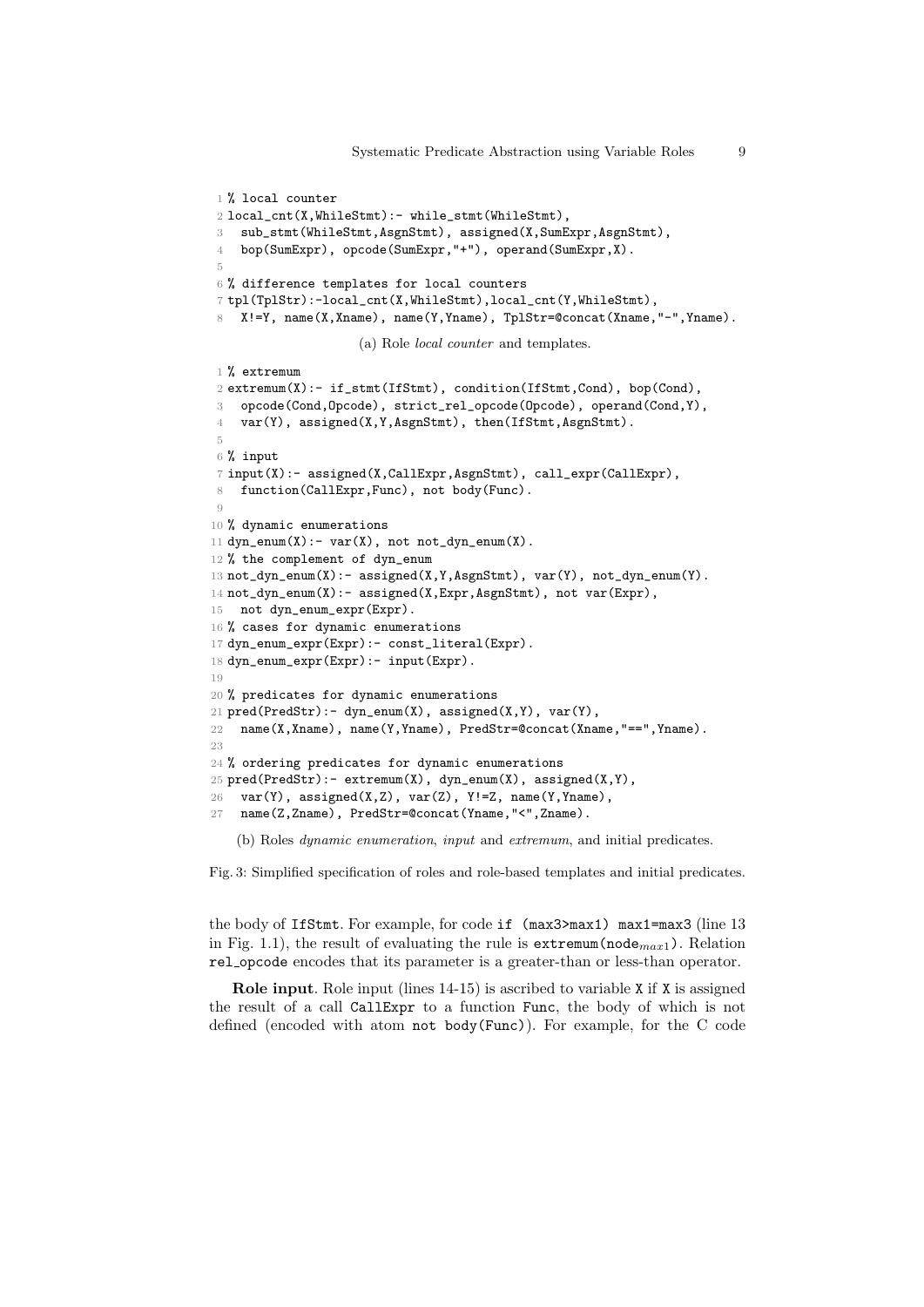```
1 % local counter
2 local_cnt(X,WhileStmt):- while_stmt(WhileStmt),
3   sub_stmt(WhileStmt,AsgnStmt), assigned(X,SumExpr,AsgnStmt),
4   bop(SumExpr), opcode(SumExpr,"+"), operand(SumExpr,X).
5
6 % difference templates for local counters
7 tpl(TplStr):-local_cnt(X,WhileStmt),local_cnt(Y,WhileStmt),
8   X!=Y, name(X,Xname), name(Y,Yname), TplStr=@concat(Xname,"-",Yname).
```

(a) Role *local counter* and templates.

```
1 % extremum
2 extremum(X):- if_stmt(IfStmt), condition(IfStmt,Cond), bop(Cond),
3   opcode(Cond,Opcode), strict_rel_opcode(Opcode), operand(Cond,Y),
4   var(Y), assigned(X,Y,AsgnStmt), then(IfStmt,AsgnStmt).
5
6 % input
7 input(X):- assigned(X,CallExpr,AsgnStmt), call_expr(CallExpr),
8   function(CallExpr,Func), not body(Func).
9
10 % dynamic enumerations
11 dyn_enum(X):- var(X), not not_dyn_enum(X).
12 % the complement of dyn_enum
13 not_dyn_enum(X):- assigned(X,Y,AsgnStmt), var(Y), not_dyn_enum(Y).
14 not_dyn_enum(X):- assigned(X,Expr,AsgnStmt), not var(Expr),
15   not dyn_enum_expr(Expr).
16 % cases for dynamic enumerations
17 dyn_enum_expr(Expr):- const_literal(Expr).
18 dyn_enum_expr(Expr):- input(Expr).
19
20 % predicates for dynamic enumerations
21 pred(PredStr):- dyn_enum(X), assigned(X,Y), var(Y),
22   name(X,Xname), name(Y,Yname), PredStr=@concat(Xname,"==",Yname).
23
24 % ordering predicates for dynamic enumerations
25 pred(PredStr):- extremum(X), dyn_enum(X), assigned(X,Y),
26   var(Y), assigned(X,Z), var(Z), Y!=Z, name(Y,Yname),
27   name(Z,Zname), PredStr=@concat(Yname,"<",Zname).
```

(b) Roles *dynamic enumeration*, *input* and *extremum*, and initial predicates.

Fig. 3: Simplified specification of roles and role-based templates and initial predicates.

the body of `IfStmt`. For example, for code `if (max3>max1) max1=max3` (line 13 in Fig. 1.1), the result of evaluating the rule is `extremum(node`$_{max1}$`)`. Relation `rel_opcode` encodes that its parameter is a greater-than or less-than operator.

**Role input**. Role input (lines 14-15) is ascribed to variable `X` if `X` is assigned the result of a call `CallExpr` to a function `Func`, the body of which is not defined (encoded with atom `not body(Func)`). For example, for the C code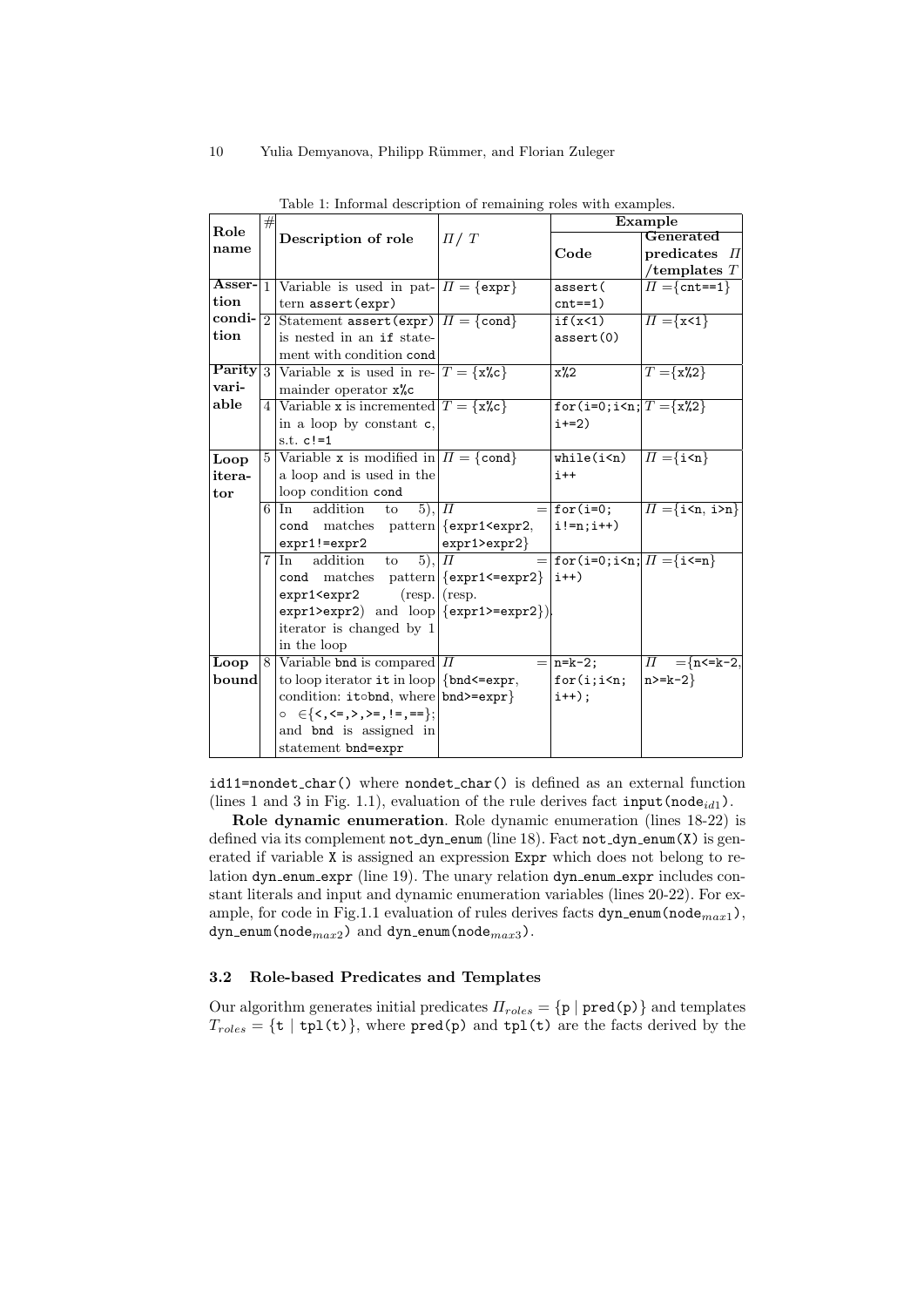Table 1: Informal description of remaining roles with examples.

| Role name | # | Description of role | $\Pi$ / $T$ | Example: Code | Example: Generated predicates $\Pi$ /templates $T$ |
|---|---|---|---|---|---|
| Assertion condition | 1 | Variable is used in pattern `assert(expr)` | $\Pi$ = {`expr`} | `assert(cnt==1)` | $\Pi$ ={`cnt==1`} |
| | 2 | Statement `assert(expr)` is nested in an `if` statement with condition `cond` | $\Pi$ = {`cond`} | `if(x<1) assert(0)` | $\Pi$ ={`x<1`} |
| Parity variable | 3 | Variable `x` is used in remainder operator `x%c` | $T$ = {`x%c`} | `x%2` | $T$ ={`x%2`} |
| | 4 | Variable `x` is incremented in a loop by constant `c`, s.t. `c!=1` | $T$ = {`x%c`} | `for(i=0;i<n; i+=2)` | $T$ ={`x%2`} |
| Loop iterator | 5 | Variable `x` is modified in a loop and is used in the loop condition `cond` | $\Pi$ = {`cond`} | `while(i<n) i++` | $\Pi$ ={`i<n`} |
| | 6 | In addition to 5), `cond` matches pattern `expr1!=expr2` | $\Pi$ = {`expr1<expr2`, `expr1>expr2`} | `for(i=0; i!=n;i++)` | $\Pi$ ={`i<n`, `i>n`} |
| | 7 | In addition to 5), `cond` matches pattern `expr1<expr2` (resp. `expr1>expr2`) and loop iterator is changed by 1 in the loop | $\Pi$ = {`expr1<=expr2`} (resp. {`expr1>=expr2`}). | `for(i=0;i<n; i++)` | $\Pi$ ={`i<=n`} |
| Loop bound | 8 | Variable `bnd` is compared to loop iterator `it` in loop condition: `it`$\circ$`bnd`, where $\circ$ $\in${`<`,`<=`,`>`,`>=`,`!=`,`==`}; and `bnd` is assigned in statement `bnd=expr` | $\Pi$ = {`bnd<=expr`, `bnd>=expr`} | `n=k-2; for(i;i<n; i++);` | $\Pi$ ={`n<=k-2`, `n>=k-2`} |

`id11=nondet_char()` where `nondet_char()` is defined as an external function (lines 1 and 3 in Fig. 1.1), evaluation of the rule derives fact `input(node`$_{id1}$`)`.

**Role dynamic enumeration**. Role dynamic enumeration (lines 18-22) is defined via its complement `not_dyn_enum` (line 18). Fact `not_dyn_enum(X)` is generated if variable `X` is assigned an expression `Expr` which does not belong to relation `dyn_enum_expr` (line 19). The unary relation `dyn_enum_expr` includes constant literals and input and dynamic enumeration variables (lines 20-22). For example, for code in Fig.1.1 evaluation of rules derives facts `dyn_enum(node`$_{max1}$`)`, `dyn_enum(node`$_{max2}$`)` and `dyn_enum(node`$_{max3}$`)`.

### 3.2 Role-based Predicates and Templates

Our algorithm generates initial predicates $\Pi_{roles}$ = {`p` | `pred(p)`} and templates $T_{roles}$ = {`t` | `tpl(t)`}, where `pred(p)` and `tpl(t)` are the facts derived by the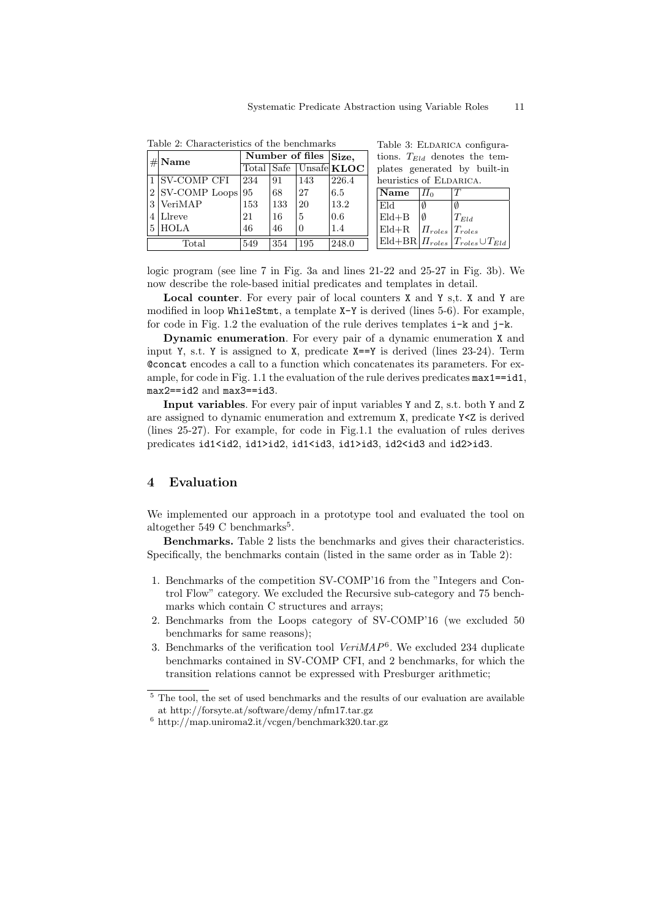Table 2: Characteristics of the benchmarks

| # | Name | Number of files | | | Size, |
|---|---|---|---|---|---|
| | | Total | Safe | Unsafe | **KLOC** |
| 1 | SV-COMP CFI | 234 | 91 | 143 | 226.4 |
| 2 | SV-COMP Loops | 95 | 68 | 27 | 6.5 |
| 3 | VeriMAP | 153 | 133 | 20 | 13.2 |
| 4 | Llreve | 21 | 16 | 5 | 0.6 |
| 5 | HOLA | 46 | 46 | 0 | 1.4 |
| | Total | 549 | 354 | 195 | 248.0 |

Table 3: ELDARICA configurations. $T_{Eld}$ denotes the templates generated by built-in heuristics of ELDARICA.

| Name | $\Pi_0$ | $T$ |
|---|---|---|
| Eld | $\emptyset$ | $\emptyset$ |
| Eld+B | $\emptyset$ | $T_{Eld}$ |
| Eld+R | $\Pi_{roles}$ | $T_{roles}$ |
| Eld+BR | $\Pi_{roles}$ | $T_{roles} \cup T_{Eld}$ |

logic program (see line 7 in Fig. 3a and lines 21-22 and 25-27 in Fig. 3b). We now describe the role-based initial predicates and templates in detail.

**Local counter**. For every pair of local counters `X` and `Y` s,t. `X` and `Y` are modified in loop `WhileStmt`, a template `X-Y` is derived (lines 5-6). For example, for code in Fig. 1.2 the evaluation of the rule derives templates `i-k` and `j-k`.

**Dynamic enumeration**. For every pair of a dynamic enumeration `X` and input `Y`, s.t. `Y` is assigned to `X`, predicate `X==Y` is derived (lines 23-24). Term `@concat` encodes a call to a function which concatenates its parameters. For example, for code in Fig. 1.1 the evaluation of the rule derives predicates `max1==id1`, `max2==id2` and `max3==id3`.

**Input variables**. For every pair of input variables `Y` and `Z`, s.t. both `Y` and `Z` are assigned to dynamic enumeration and extremum `X`, predicate `Y<Z` is derived (lines 25-27). For example, for code in Fig.1.1 the evaluation of rules derives predicates `id1<id2`, `id1>id2`, `id1<id3`, `id1>id3`, `id2<id3` and `id2>id3`.

## 4 Evaluation

We implemented our approach in a prototype tool and evaluated the tool on altogether 549 C benchmarks[5].

**Benchmarks.** Table 2 lists the benchmarks and gives their characteristics. Specifically, the benchmarks contain (listed in the same order as in Table 2):

1. Benchmarks of the competition SV-COMP'16 from the "Integers and Control Flow" category. We excluded the Recursive sub-category and 75 benchmarks which contain C structures and arrays;
2. Benchmarks from the Loops category of SV-COMP'16 (we excluded 50 benchmarks for same reasons);
3. Benchmarks of the verification tool *VeriMAP*[6]. We excluded 234 duplicate benchmarks contained in SV-COMP CFI, and 2 benchmarks, for which the transition relations cannot be expressed with Presburger arithmetic;

[5] The tool, the set of used benchmarks and the results of our evaluation are available at http://forsyte.at/software/demy/nfm17.tar.gz

[6] http://map.uniroma2.it/vcgen/benchmark320.tar.gz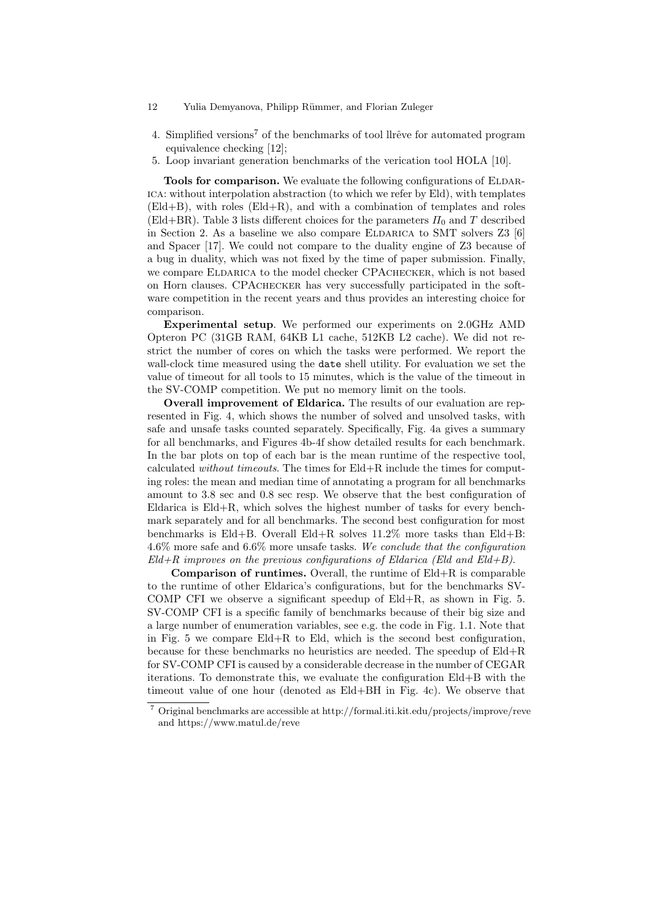4. Simplified versions[7] of the benchmarks of tool llrêve for automated program equivalence checking [12];
5. Loop invariant generation benchmarks of the verication tool HOLA [10].

**Tools for comparison.** We evaluate the following configurations of Eldarica: without interpolation abstraction (to which we refer by Eld), with templates (Eld+B), with roles (Eld+R), and with a combination of templates and roles (Eld+BR). Table 3 lists different choices for the parameters $\Pi_0$ and $T$ described in Section 2. As a baseline we also compare Eldarica to SMT solvers Z3 [6] and Spacer [17]. We could not compare to the duality engine of Z3 because of a bug in duality, which was not fixed by the time of paper submission. Finally, we compare Eldarica to the model checker CPAchecker, which is not based on Horn clauses. CPAchecker has very successfully participated in the software competition in the recent years and thus provides an interesting choice for comparison.

**Experimental setup**. We performed our experiments on 2.0GHz AMD Opteron PC (31GB RAM, 64KB L1 cache, 512KB L2 cache). We did not restrict the number of cores on which the tasks were performed. We report the wall-clock time measured using the `date` shell utility. For evaluation we set the value of timeout for all tools to 15 minutes, which is the value of the timeout in the SV-COMP competition. We put no memory limit on the tools.

**Overall improvement of Eldarica.** The results of our evaluation are represented in Fig. 4, which shows the number of solved and unsolved tasks, with safe and unsafe tasks counted separately. Specifically, Fig. 4a gives a summary for all benchmarks, and Figures 4b-4f show detailed results for each benchmark. In the bar plots on top of each bar is the mean runtime of the respective tool, calculated *without timeouts*. The times for Eld+R include the times for computing roles: the mean and median time of annotating a program for all benchmarks amount to 3.8 sec and 0.8 sec resp. We observe that the best configuration of Eldarica is Eld+R, which solves the highest number of tasks for every benchmark separately and for all benchmarks. The second best configuration for most benchmarks is Eld+B. Overall Eld+R solves 11.2% more tasks than Eld+B: 4.6% more safe and 6.6% more unsafe tasks. *We conclude that the configuration Eld+R improves on the previous configurations of Eldarica (Eld and Eld+B).*

**Comparison of runtimes.** Overall, the runtime of Eld+R is comparable to the runtime of other Eldarica's configurations, but for the benchmarks SV-COMP CFI we observe a significant speedup of Eld+R, as shown in Fig. 5. SV-COMP CFI is a specific family of benchmarks because of their big size and a large number of enumeration variables, see e.g. the code in Fig. 1.1. Note that in Fig. 5 we compare Eld+R to Eld, which is the second best configuration, because for these benchmarks no heuristics are needed. The speedup of Eld+R for SV-COMP CFI is caused by a considerable decrease in the number of CEGAR iterations. To demonstrate this, we evaluate the configuration Eld+B with the timeout value of one hour (denoted as Eld+BH in Fig. 4c). We observe that

[7] Original benchmarks are accessible at http://formal.iti.kit.edu/projects/improve/reve and https://www.matul.de/reve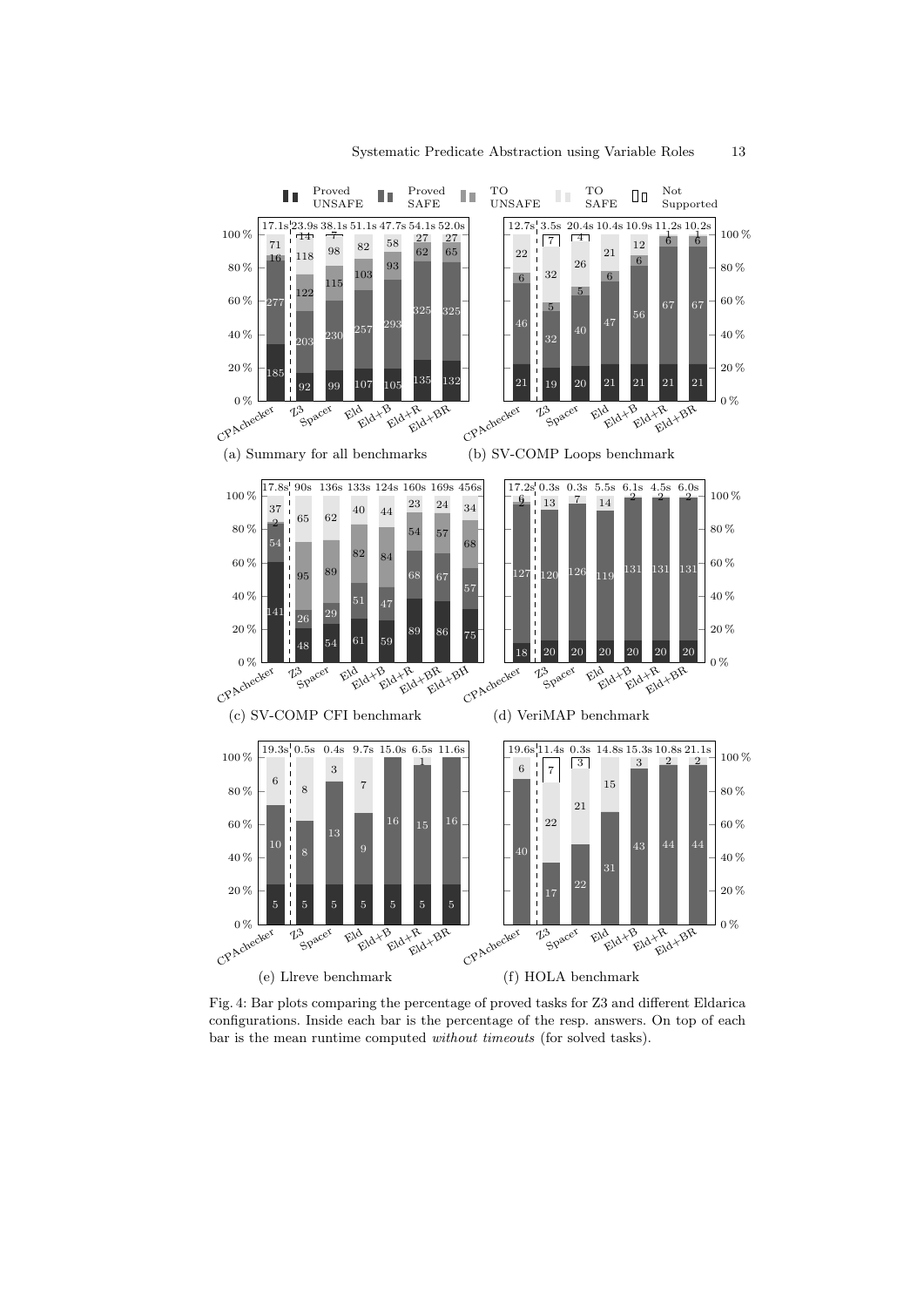Fig. 4: Bar plots comparing the percentage of proved tasks for Z3 and different Eldarica configurations. Inside each bar is the percentage of the resp. answers. On top of each bar is the mean runtime computed *without timeouts* (for solved tasks).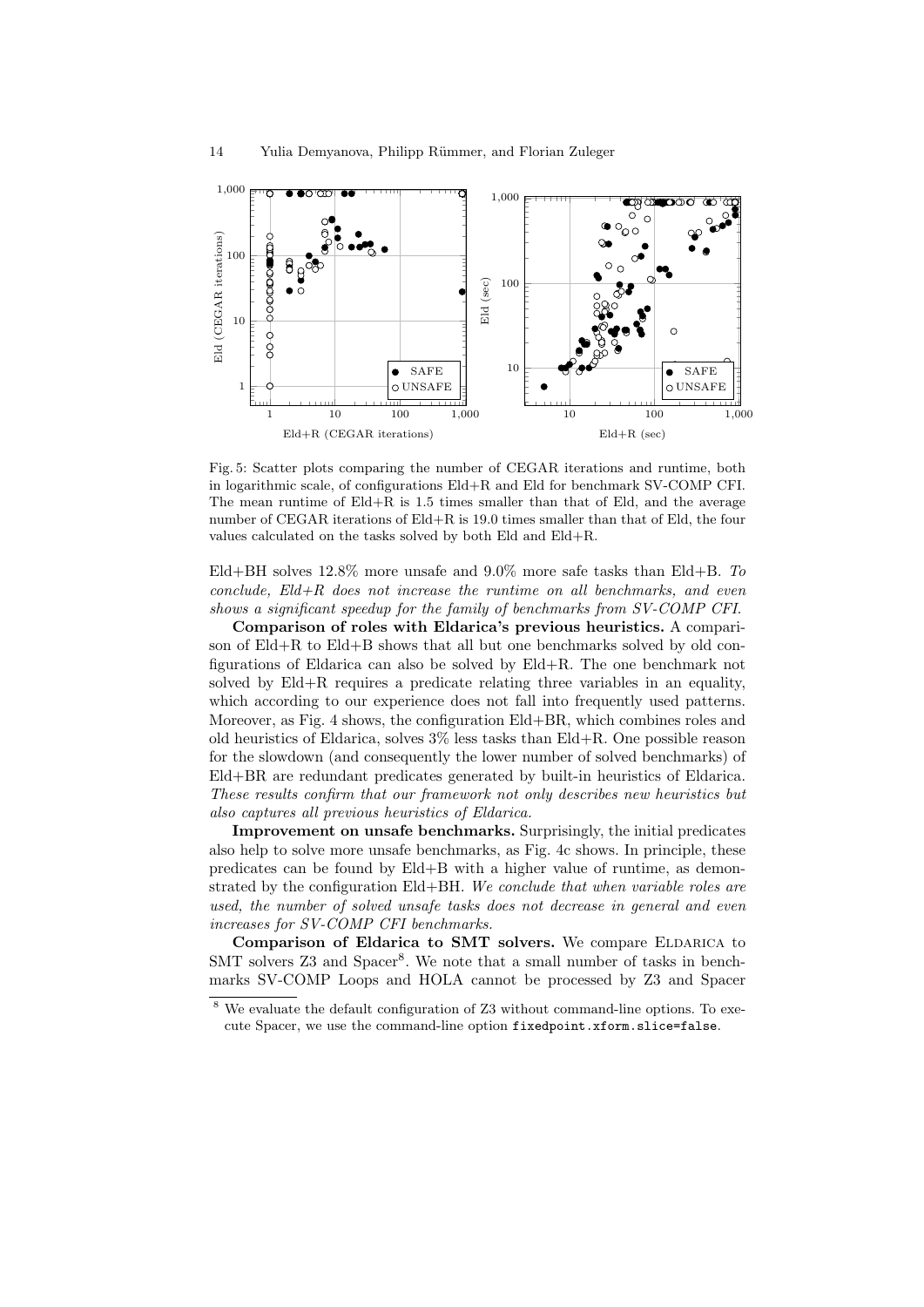Fig. 5: Scatter plots comparing the number of CEGAR iterations and runtime, both in logarithmic scale, of configurations Eld+R and Eld for benchmark SV-COMP CFI. The mean runtime of Eld+R is 1.5 times smaller than that of Eld, and the average number of CEGAR iterations of Eld+R is 19.0 times smaller than that of Eld, the four values calculated on the tasks solved by both Eld and Eld+R.

Eld+BH solves 12.8% more unsafe and 9.0% more safe tasks than Eld+B. *To conclude, Eld+R does not increase the runtime on all benchmarks, and even shows a significant speedup for the family of benchmarks from SV-COMP CFI.*

**Comparison of roles with Eldarica's previous heuristics.** A comparison of Eld+R to Eld+B shows that all but one benchmarks solved by old configurations of Eldarica can also be solved by Eld+R. The one benchmark not solved by Eld+R requires a predicate relating three variables in an equality, which according to our experience does not fall into frequently used patterns. Moreover, as Fig. 4 shows, the configuration Eld+BR, which combines roles and old heuristics of Eldarica, solves 3% less tasks than Eld+R. One possible reason for the slowdown (and consequently the lower number of solved benchmarks) of Eld+BR are redundant predicates generated by built-in heuristics of Eldarica. *These results confirm that our framework not only describes new heuristics but also captures all previous heuristics of Eldarica.*

**Improvement on unsafe benchmarks.** Surprisingly, the initial predicates also help to solve more unsafe benchmarks, as Fig. 4c shows. In principle, these predicates can be found by Eld+B with a higher value of runtime, as demonstrated by the configuration Eld+BH. *We conclude that when variable roles are used, the number of solved unsafe tasks does not decrease in general and even increases for SV-COMP CFI benchmarks.*

**Comparison of Eldarica to SMT solvers.** We compare Eldarica to SMT solvers Z3 and Spacer[8]. We note that a small number of tasks in benchmarks SV-COMP Loops and HOLA cannot be processed by Z3 and Spacer

[8] We evaluate the default configuration of Z3 without command-line options. To execute Spacer, we use the command-line option `fixedpoint.xform.slice=false`.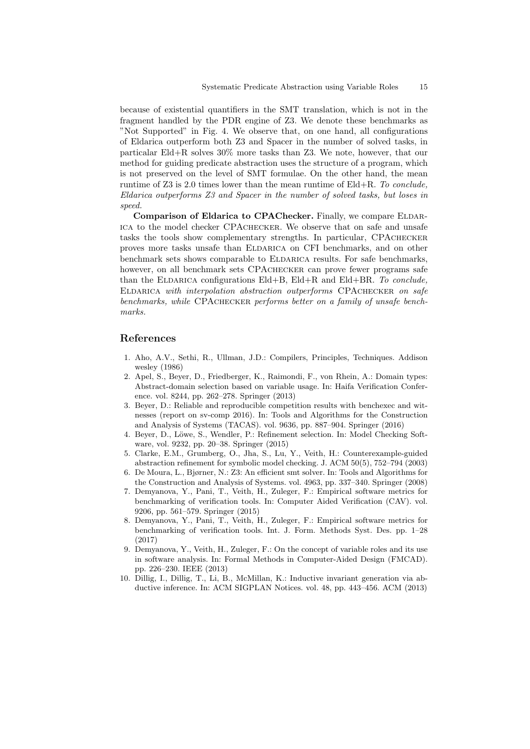because of existential quantifiers in the SMT translation, which is not in the fragment handled by the PDR engine of Z3. We denote these benchmarks as "Not Supported" in Fig. 4. We observe that, on one hand, all configurations of Eldarica outperform both Z3 and Spacer in the number of solved tasks, in particalar Eld+R solves 30% more tasks than Z3. We note, however, that our method for guiding predicate abstraction uses the structure of a program, which is not preserved on the level of SMT formulae. On the other hand, the mean runtime of Z3 is 2.0 times lower than the mean runtime of Eld+R. *To conclude, Eldarica outperforms Z3 and Spacer in the number of solved tasks, but loses in speed.*

**Comparison of Eldarica to CPAChecker.** Finally, we compare Eldarica to the model checker CPAChecker. We observe that on safe and unsafe tasks the tools show complementary strengths. In particular, CPAChecker proves more tasks unsafe than Eldarica on CFI benchmarks, and on other benchmark sets shows comparable to Eldarica results. For safe benchmarks, however, on all benchmark sets CPAChecker can prove fewer programs safe than the Eldarica configurations Eld+B, Eld+R and Eld+BR. *To conclude, Eldarica with interpolation abstraction outperforms CPAChecker on safe benchmarks, while CPAChecker performs better on a family of unsafe benchmarks.*

## References

1. Aho, A.V., Sethi, R., Ullman, J.D.: Compilers, Principles, Techniques. Addison wesley (1986)
2. Apel, S., Beyer, D., Friedberger, K., Raimondi, F., von Rhein, A.: Domain types: Abstract-domain selection based on variable usage. In: Haifa Verification Conference. vol. 8244, pp. 262–278. Springer (2013)
3. Beyer, D.: Reliable and reproducible competition results with benchexec and witnesses (report on sv-comp 2016). In: Tools and Algorithms for the Construction and Analysis of Systems (TACAS). vol. 9636, pp. 887–904. Springer (2016)
4. Beyer, D., Löwe, S., Wendler, P.: Refinement selection. In: Model Checking Software, vol. 9232, pp. 20–38. Springer (2015)
5. Clarke, E.M., Grumberg, O., Jha, S., Lu, Y., Veith, H.: Counterexample-guided abstraction refinement for symbolic model checking. J. ACM 50(5), 752–794 (2003)
6. De Moura, L., Bjørner, N.: Z3: An efficient smt solver. In: Tools and Algorithms for the Construction and Analysis of Systems. vol. 4963, pp. 337–340. Springer (2008)
7. Demyanova, Y., Pani, T., Veith, H., Zuleger, F.: Empirical software metrics for benchmarking of verification tools. In: Computer Aided Verification (CAV). vol. 9206, pp. 561–579. Springer (2015)
8. Demyanova, Y., Pani, T., Veith, H., Zuleger, F.: Empirical software metrics for benchmarking of verification tools. Int. J. Form. Methods Syst. Des. pp. 1–28 (2017)
9. Demyanova, Y., Veith, H., Zuleger, F.: On the concept of variable roles and its use in software analysis. In: Formal Methods in Computer-Aided Design (FMCAD). pp. 226–230. IEEE (2013)
10. Dillig, I., Dillig, T., Li, B., McMillan, K.: Inductive invariant generation via abductive inference. In: ACM SIGPLAN Notices. vol. 48, pp. 443–456. ACM (2013)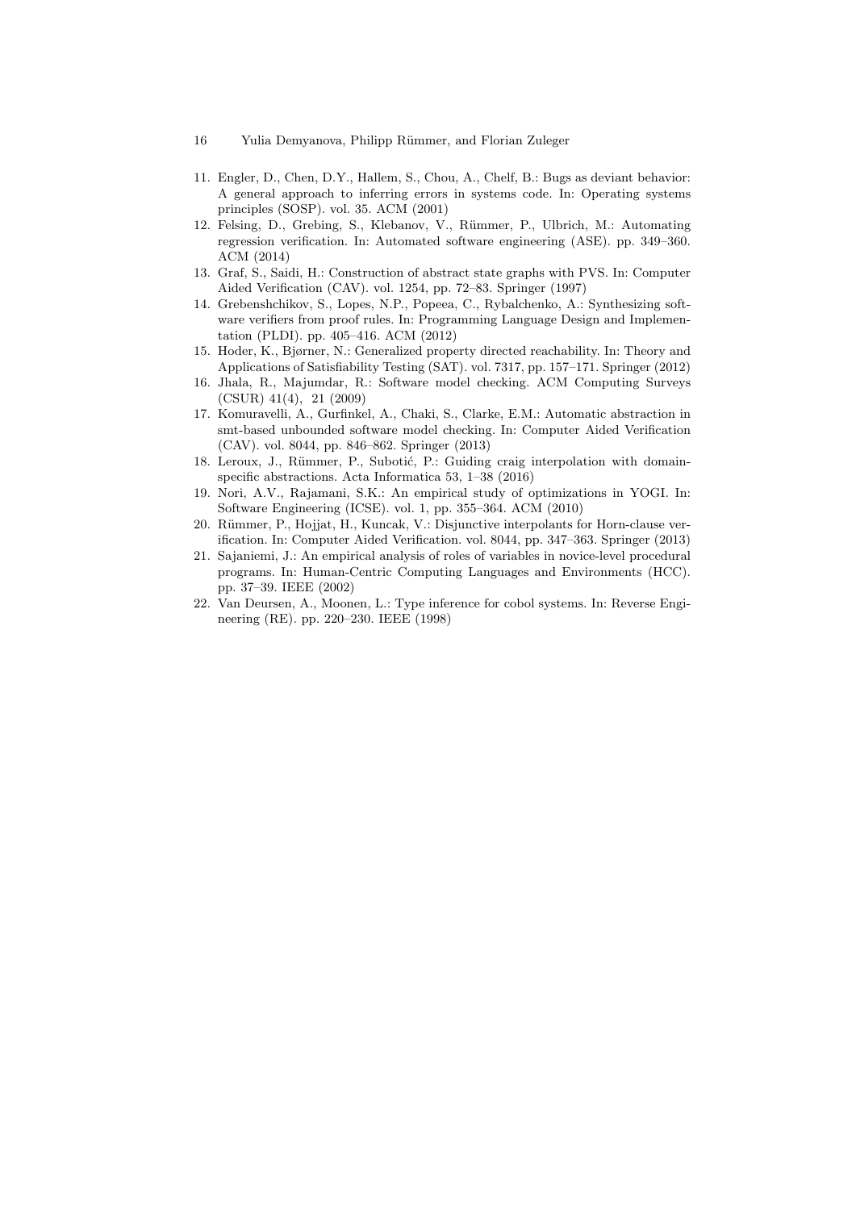11. Engler, D., Chen, D.Y., Hallem, S., Chou, A., Chelf, B.: Bugs as deviant behavior: A general approach to inferring errors in systems code. In: Operating systems principles (SOSP). vol. 35. ACM (2001)
12. Felsing, D., Grebing, S., Klebanov, V., Rümmer, P., Ulbrich, M.: Automating regression verification. In: Automated software engineering (ASE). pp. 349–360. ACM (2014)
13. Graf, S., Saidi, H.: Construction of abstract state graphs with PVS. In: Computer Aided Verification (CAV). vol. 1254, pp. 72–83. Springer (1997)
14. Grebenshchikov, S., Lopes, N.P., Popeea, C., Rybalchenko, A.: Synthesizing software verifiers from proof rules. In: Programming Language Design and Implementation (PLDI). pp. 405–416. ACM (2012)
15. Hoder, K., Bjørner, N.: Generalized property directed reachability. In: Theory and Applications of Satisfiability Testing (SAT). vol. 7317, pp. 157–171. Springer (2012)
16. Jhala, R., Majumdar, R.: Software model checking. ACM Computing Surveys (CSUR) 41(4), 21 (2009)
17. Komuravelli, A., Gurfinkel, A., Chaki, S., Clarke, E.M.: Automatic abstraction in smt-based unbounded software model checking. In: Computer Aided Verification (CAV). vol. 8044, pp. 846–862. Springer (2013)
18. Leroux, J., Rümmer, P., Subotić, P.: Guiding craig interpolation with domain-specific abstractions. Acta Informatica 53, 1–38 (2016)
19. Nori, A.V., Rajamani, S.K.: An empirical study of optimizations in YOGI. In: Software Engineering (ICSE). vol. 1, pp. 355–364. ACM (2010)
20. Rümmer, P., Hojjat, H., Kuncak, V.: Disjunctive interpolants for Horn-clause verification. In: Computer Aided Verification. vol. 8044, pp. 347–363. Springer (2013)
21. Sajaniemi, J.: An empirical analysis of roles of variables in novice-level procedural programs. In: Human-Centric Computing Languages and Environments (HCC). pp. 37–39. IEEE (2002)
22. Van Deursen, A., Moonen, L.: Type inference for cobol systems. In: Reverse Engineering (RE). pp. 220–230. IEEE (1998)